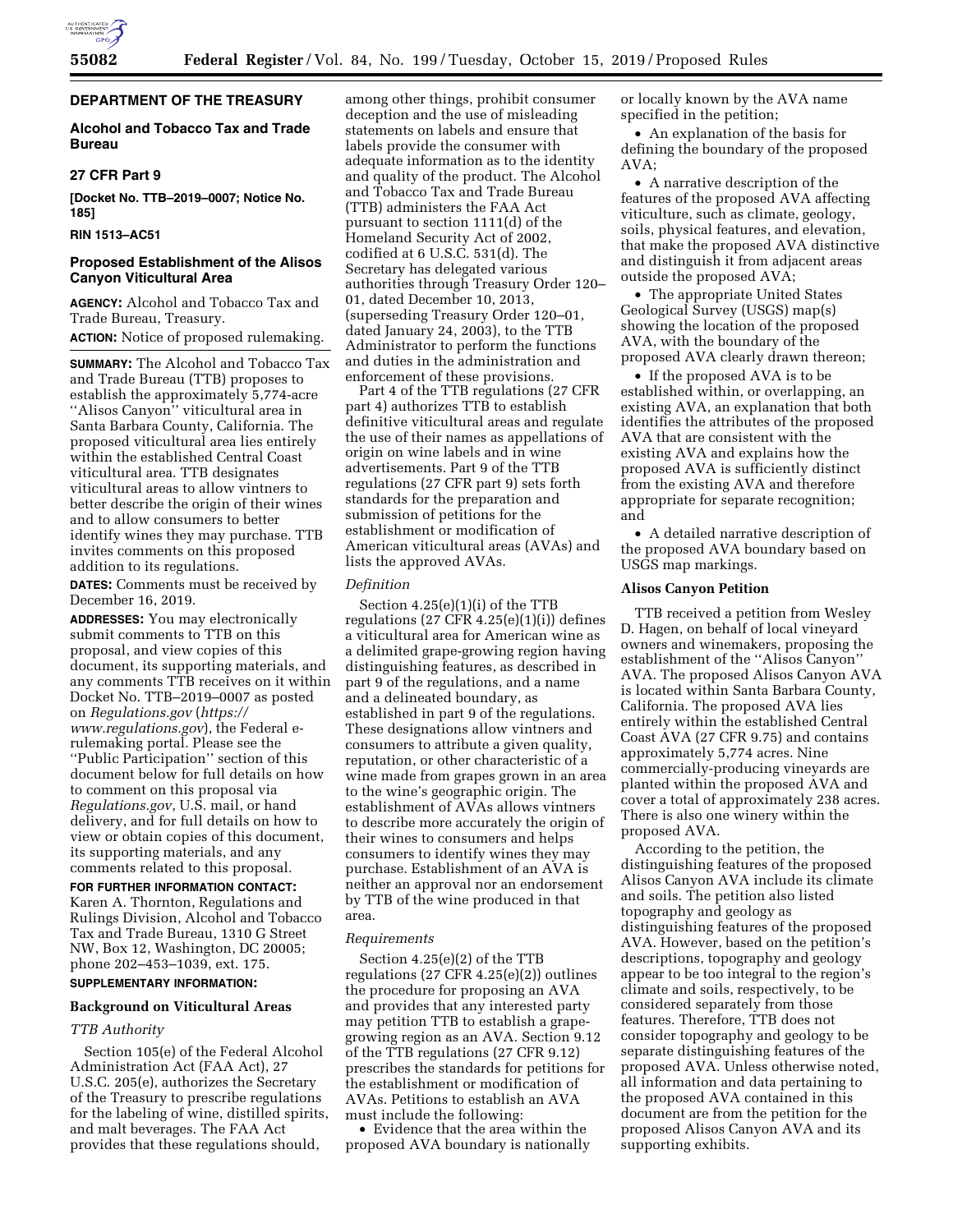## DEPARTMENT OF THE TREASURY

### Alcohol and Tobacco Tax and Trade Bureau

### 27 CFR Part 9

**[Docket No. TTB–2019–0007; Notice No. 185]**

**RIN 1513–AC51**

### Proposed Establishment of the Alisos Canyon Viticultural Area

**AGENCY:** Alcohol and Tobacco Tax and Trade Bureau, Treasury.

**ACTION:** Notice of proposed rulemaking.

**SUMMARY:** The Alcohol and Tobacco Tax and Trade Bureau (TTB) proposes to establish the approximately 5,774-acre ''Alisos Canyon'' viticultural area in Santa Barbara County, California. The proposed viticultural area lies entirely within the established Central Coast viticultural area. TTB designates viticultural areas to allow vintners to better describe the origin of their wines and to allow consumers to better identify wines they may purchase. TTB invites comments on this proposed addition to its regulations.

**DATES:** Comments must be received by December 16, 2019.

**ADDRESSES:** You may electronically submit comments to TTB on this proposal, and view copies of this document, its supporting materials, and any comments TTB receives on it within Docket No. TTB–2019–0007 as posted on *Regulations.gov* (*https://www.regulations.gov*), the Federal e-rulemaking portal. Please see the ''Public Participation'' section of this document below for full details on how to comment on this proposal via *Regulations.gov*, U.S. mail, or hand delivery, and for full details on how to view or obtain copies of this document, its supporting materials, and any comments related to this proposal.

**FOR FURTHER INFORMATION CONTACT:** Karen A. Thornton, Regulations and Rulings Division, Alcohol and Tobacco Tax and Trade Bureau, 1310 G Street NW, Box 12, Washington, DC 20005; phone 202–453–1039, ext. 175.

**SUPPLEMENTARY INFORMATION:**

## Background on Viticultural Areas

### *TTB Authority*

Section 105(e) of the Federal Alcohol Administration Act (FAA Act), 27 U.S.C. 205(e), authorizes the Secretary of the Treasury to prescribe regulations for the labeling of wine, distilled spirits, and malt beverages. The FAA Act provides that these regulations should, among other things, prohibit consumer deception and the use of misleading statements on labels and ensure that labels provide the consumer with adequate information as to the identity and quality of the product. The Alcohol and Tobacco Tax and Trade Bureau (TTB) administers the FAA Act pursuant to section 1111(d) of the Homeland Security Act of 2002, codified at 6 U.S.C. 531(d). The Secretary has delegated various authorities through Treasury Order 120–01, dated December 10, 2013, (superseding Treasury Order 120–01, dated January 24, 2003), to the TTB Administrator to perform the functions and duties in the administration and enforcement of these provisions.

Part 4 of the TTB regulations (27 CFR part 4) authorizes TTB to establish definitive viticultural areas and regulate the use of their names as appellations of origin on wine labels and in wine advertisements. Part 9 of the TTB regulations (27 CFR part 9) sets forth standards for the preparation and submission of petitions for the establishment or modification of American viticultural areas (AVAs) and lists the approved AVAs.

### *Definition*

Section 4.25(e)(1)(i) of the TTB regulations (27 CFR 4.25(e)(1)(i)) defines a viticultural area for American wine as a delimited grape-growing region having distinguishing features, as described in part 9 of the regulations, and a name and a delineated boundary, as established in part 9 of the regulations. These designations allow vintners and consumers to attribute a given quality, reputation, or other characteristic of a wine made from grapes grown in an area to the wine's geographic origin. The establishment of AVAs allows vintners to describe more accurately the origin of their wines to consumers and helps consumers to identify wines they may purchase. Establishment of an AVA is neither an approval nor an endorsement by TTB of the wine produced in that area.

### *Requirements*

Section 4.25(e)(2) of the TTB regulations (27 CFR 4.25(e)(2)) outlines the procedure for proposing an AVA and provides that any interested party may petition TTB to establish a grape-growing region as an AVA. Section 9.12 of the TTB regulations (27 CFR 9.12) prescribes the standards for petitions for the establishment or modification of AVAs. Petitions to establish an AVA must include the following:

- Evidence that the area within the proposed AVA boundary is nationally or locally known by the AVA name specified in the petition;
- An explanation of the basis for defining the boundary of the proposed AVA;
- A narrative description of the features of the proposed AVA affecting viticulture, such as climate, geology, soils, physical features, and elevation, that make the proposed AVA distinctive and distinguish it from adjacent areas outside the proposed AVA;
- The appropriate United States Geological Survey (USGS) map(s) showing the location of the proposed AVA, with the boundary of the proposed AVA clearly drawn thereon;
- If the proposed AVA is to be established within, or overlapping, an existing AVA, an explanation that both identifies the attributes of the proposed AVA that are consistent with the existing AVA and explains how the proposed AVA is sufficiently distinct from the existing AVA and therefore appropriate for separate recognition; and
- A detailed narrative description of the proposed AVA boundary based on USGS map markings.

## Alisos Canyon Petition

TTB received a petition from Wesley D. Hagen, on behalf of local vineyard owners and winemakers, proposing the establishment of the ''Alisos Canyon'' AVA. The proposed Alisos Canyon AVA is located within Santa Barbara County, California. The proposed AVA lies entirely within the established Central Coast AVA (27 CFR 9.75) and contains approximately 5,774 acres. Nine commercially-producing vineyards are planted within the proposed AVA and cover a total of approximately 238 acres. There is also one winery within the proposed AVA.

According to the petition, the distinguishing features of the proposed Alisos Canyon AVA include its climate and soils. The petition also listed topography and geology as distinguishing features of the proposed AVA. However, based on the petition's descriptions, topography and geology appear to be too integral to the region's climate and soils, respectively, to be considered separately from those features. Therefore, TTB does not consider topography and geology to be separate distinguishing features of the proposed AVA. Unless otherwise noted, all information and data pertaining to the proposed AVA contained in this document are from the petition for the proposed Alisos Canyon AVA and its supporting exhibits.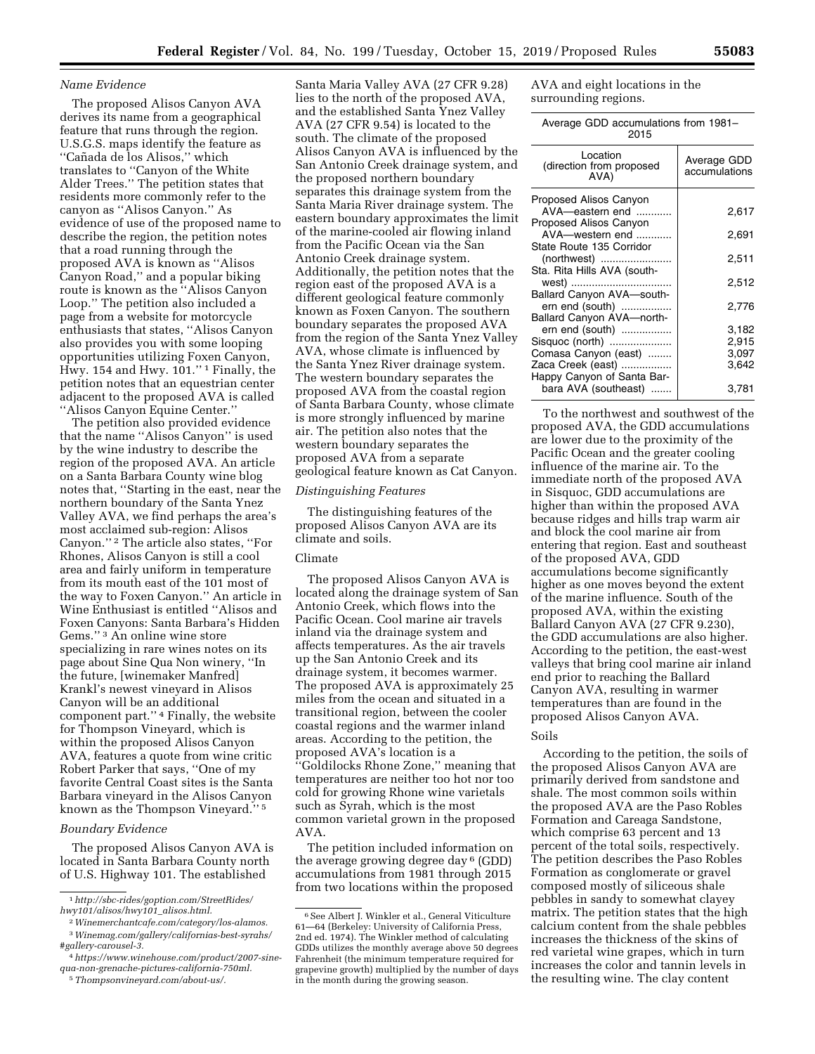*Name Evidence*

The proposed Alisos Canyon AVA derives its name from a geographical feature that runs through the region. U.S.G.S. maps identify the feature as ''Cañada de los Alisos,'' which translates to ''Canyon of the White Alder Trees.'' The petition states that residents more commonly refer to the canyon as ''Alisos Canyon.'' As evidence of use of the proposed name to describe the region, the petition notes that a road running through the proposed AVA is known as ''Alisos Canyon Road,'' and a popular biking route is known as the ''Alisos Canyon Loop.'' The petition also included a page from a website for motorcycle enthusiasts that states, ''Alisos Canyon also provides you with some looping opportunities utilizing Foxen Canyon, Hwy. 154 and Hwy. 101.'' [1] Finally, the petition notes that an equestrian center adjacent to the proposed AVA is called ''Alisos Canyon Equine Center.''

The petition also provided evidence that the name ''Alisos Canyon'' is used by the wine industry to describe the region of the proposed AVA. An article on a Santa Barbara County wine blog notes that, ''Starting in the east, near the northern boundary of the Santa Ynez Valley AVA, we find perhaps the area's most acclaimed sub-region: Alisos Canyon.'' [2] The article also states, ''For Rhones, Alisos Canyon is still a cool area and fairly uniform in temperature from its mouth east of the 101 most of the way to Foxen Canyon.'' An article in Wine Enthusiast is entitled ''Alisos and Foxen Canyons: Santa Barbara's Hidden Gems.'' [3] An online wine store specializing in rare wines notes on its page about Sine Qua Non winery, ''In the future, [winemaker Manfred] Krankl's newest vineyard in Alisos Canyon will be an additional component part.'' [4] Finally, the website for Thompson Vineyard, which is within the proposed Alisos Canyon AVA, features a quote from wine critic Robert Parker that says, ''One of my favorite Central Coast sites is the Santa Barbara vineyard in the Alisos Canyon known as the Thompson Vineyard.'' [5]

*Boundary Evidence*

The proposed Alisos Canyon AVA is located in Santa Barbara County north of U.S. Highway 101. The established Santa Maria Valley AVA (27 CFR 9.28) lies to the north of the proposed AVA, and the established Santa Ynez Valley AVA (27 CFR 9.54) is located to the south. The climate of the proposed Alisos Canyon AVA is influenced by the San Antonio Creek drainage system, and the proposed northern boundary separates this drainage system from the Santa Maria River drainage system. The eastern boundary approximates the limit of the marine-cooled air flowing inland from the Pacific Ocean via the San Antonio Creek drainage system. Additionally, the petition notes that the region east of the proposed AVA is a different geological feature commonly known as Foxen Canyon. The southern boundary separates the proposed AVA from the region of the Santa Ynez Valley AVA, whose climate is influenced by the Santa Ynez River drainage system. The western boundary separates the proposed AVA from the coastal region of Santa Barbara County, whose climate is more strongly influenced by marine air. The petition also notes that the western boundary separates the proposed AVA from a separate geological feature known as Cat Canyon.

*Distinguishing Features*

The distinguishing features of the proposed Alisos Canyon AVA are its climate and soils.

Climate

The proposed Alisos Canyon AVA is located along the drainage system of San Antonio Creek, which flows into the Pacific Ocean. Cool marine air travels inland via the drainage system and affects temperatures. As the air travels up the San Antonio Creek and its drainage system, it becomes warmer. The proposed AVA is approximately 25 miles from the ocean and situated in a transitional region, between the cooler coastal regions and the warmer inland areas. According to the petition, the proposed AVA's location is a ''Goldilocks Rhone Zone,'' meaning that temperatures are neither too hot nor too cold for growing Rhone wine varietals such as Syrah, which is the most common varietal grown in the proposed AVA.

The petition included information on the average growing degree day [6] (GDD) accumulations from 1981 through 2015 from two locations within the proposed AVA and eight locations in the surrounding regions.

Average GDD accumulations from 1981–2015

| Location (direction from proposed AVA) | Average GDD accumulations |
|---|---|
| Proposed Alisos Canyon AVA—eastern end | 2,617 |
| Proposed Alisos Canyon AVA—western end | 2,691 |
| State Route 135 Corridor (northwest) | 2,511 |
| Sta. Rita Hills AVA (southwest) | 2,512 |
| Ballard Canyon AVA—southern end (south) | 2,776 |
| Ballard Canyon AVA—northern end (south) | 3,182 |
| Sisquoc (north) | 2,915 |
| Comasa Canyon (east) | 3,097 |
| Zaca Creek (east) | 3,642 |
| Happy Canyon of Santa Barbara AVA (southeast) | 3,781 |

To the northwest and southwest of the proposed AVA, the GDD accumulations are lower due to the proximity of the Pacific Ocean and the greater cooling influence of the marine air. To the immediate north of the proposed AVA in Sisquoc, GDD accumulations are higher than within the proposed AVA because ridges and hills trap warm air and block the cool marine air from entering that region. East and southeast of the proposed AVA, GDD accumulations become significantly higher as one moves beyond the extent of the marine influence. South of the proposed AVA, within the existing Ballard Canyon AVA (27 CFR 9.230), the GDD accumulations are also higher. According to the petition, the east-west valleys that bring cool marine air inland end prior to reaching the Ballard Canyon AVA, resulting in warmer temperatures than are found in the proposed Alisos Canyon AVA.

Soils

According to the petition, the soils of the proposed Alisos Canyon AVA are primarily derived from sandstone and shale. The most common soils within the proposed AVA are the Paso Robles Formation and Careaga Sandstone, which comprise 63 percent and 13 percent of the total soils, respectively. The petition describes the Paso Robles Formation as conglomerate or gravel composed mostly of siliceous shale pebbles in sandy to somewhat clayey matrix. The petition states that the high calcium content from the shale pebbles increases the thickness of the skins of red varietal wine grapes, which in turn increases the color and tannin levels in the resulting wine. The clay content

---

[1] *http://sbc-rides/goption.com/StreetRides/hwy101/alisos/hwy101_alisos.html.*

[2] *Winemerchantcafe.com/category/los-alamos.*

[3] *Winemag.com/gallery/californias-best-syrahs/#gallery-carousel-3.*

[4] *https://www.winehouse.com/product/2007-sine-qua-non-grenache-pictures-california-750ml.*

[5] *Thompsonvineyard.com/about-us/.*

[6] See Albert J. Winkler et al., General Viticulture 61—64 (Berkeley: University of California Press, 2nd ed. 1974). The Winkler method of calculating GDDs utilizes the monthly average above 50 degrees Fahrenheit (the minimum temperature required for grapevine growth) multiplied by the number of days in the month during the growing season.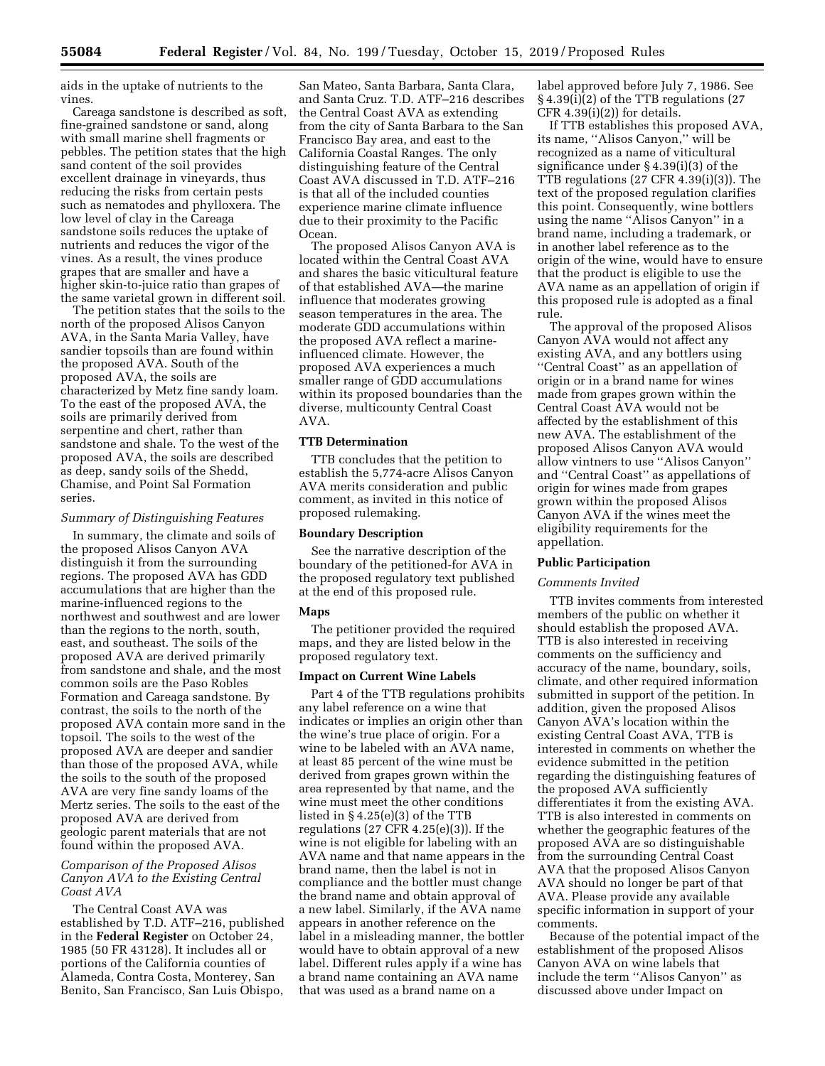aids in the uptake of nutrients to the vines.

Careaga sandstone is described as soft, fine-grained sandstone or sand, along with small marine shell fragments or pebbles. The petition states that the high sand content of the soil provides excellent drainage in vineyards, thus reducing the risks from certain pests such as nematodes and phylloxera. The low level of clay in the Careaga sandstone soils reduces the uptake of nutrients and reduces the vigor of the vines. As a result, the vines produce grapes that are smaller and have a higher skin-to-juice ratio than grapes of the same varietal grown in different soil.

The petition states that the soils to the north of the proposed Alisos Canyon AVA, in the Santa Maria Valley, have sandier topsoils than are found within the proposed AVA. South of the proposed AVA, the soils are characterized by Metz fine sandy loam. To the east of the proposed AVA, the soils are primarily derived from serpentine and chert, rather than sandstone and shale. To the west of the proposed AVA, the soils are described as deep, sandy soils of the Shedd, Chamise, and Point Sal Formation series.

*Summary of Distinguishing Features*

In summary, the climate and soils of the proposed Alisos Canyon AVA distinguish it from the surrounding regions. The proposed AVA has GDD accumulations that are higher than the marine-influenced regions to the northwest and southwest and are lower than the regions to the north, south, east, and southeast. The soils of the proposed AVA are derived primarily from sandstone and shale, and the most common soils are the Paso Robles Formation and Careaga sandstone. By contrast, the soils to the north of the proposed AVA contain more sand in the topsoil. The soils to the west of the proposed AVA are deeper and sandier than those of the proposed AVA, while the soils to the south of the proposed AVA are very fine sandy loams of the Mertz series. The soils to the east of the proposed AVA are derived from geologic parent materials that are not found within the proposed AVA.

*Comparison of the Proposed Alisos Canyon AVA to the Existing Central Coast AVA*

The Central Coast AVA was established by T.D. ATF–216, published in the **Federal Register** on October 24, 1985 (50 FR 43128). It includes all or portions of the California counties of Alameda, Contra Costa, Monterey, San Benito, San Francisco, San Luis Obispo, San Mateo, Santa Barbara, Santa Clara, and Santa Cruz. T.D. ATF–216 describes the Central Coast AVA as extending from the city of Santa Barbara to the San Francisco Bay area, and east to the California Coastal Ranges. The only distinguishing feature of the Central Coast AVA discussed in T.D. ATF–216 is that all of the included counties experience marine climate influence due to their proximity to the Pacific Ocean.

The proposed Alisos Canyon AVA is located within the Central Coast AVA and shares the basic viticultural feature of that established AVA—the marine influence that moderates growing season temperatures in the area. The moderate GDD accumulations within the proposed AVA reflect a marine-influenced climate. However, the proposed AVA experiences a much smaller range of GDD accumulations within its proposed boundaries than the diverse, multicounty Central Coast AVA.

## TTB Determination

TTB concludes that the petition to establish the 5,774-acre Alisos Canyon AVA merits consideration and public comment, as invited in this notice of proposed rulemaking.

## Boundary Description

See the narrative description of the boundary of the petitioned-for AVA in the proposed regulatory text published at the end of this proposed rule.

## Maps

The petitioner provided the required maps, and they are listed below in the proposed regulatory text.

## Impact on Current Wine Labels

Part 4 of the TTB regulations prohibits any label reference on a wine that indicates or implies an origin other than the wine's true place of origin. For a wine to be labeled with an AVA name, at least 85 percent of the wine must be derived from grapes grown within the area represented by that name, and the wine must meet the other conditions listed in § 4.25(e)(3) of the TTB regulations (27 CFR 4.25(e)(3)). If the wine is not eligible for labeling with an AVA name and that name appears in the brand name, then the label is not in compliance and the bottler must change the brand name and obtain approval of a new label. Similarly, if the AVA name appears in another reference on the label in a misleading manner, the bottler would have to obtain approval of a new label. Different rules apply if a wine has a brand name containing an AVA name that was used as a brand name on a label approved before July 7, 1986. See § 4.39(i)(2) of the TTB regulations (27 CFR 4.39(i)(2)) for details.

If TTB establishes this proposed AVA, its name, ''Alisos Canyon,'' will be recognized as a name of viticultural significance under § 4.39(i)(3) of the TTB regulations (27 CFR 4.39(i)(3)). The text of the proposed regulation clarifies this point. Consequently, wine bottlers using the name ''Alisos Canyon'' in a brand name, including a trademark, or in another label reference as to the origin of the wine, would have to ensure that the product is eligible to use the AVA name as an appellation of origin if this proposed rule is adopted as a final rule.

The approval of the proposed Alisos Canyon AVA would not affect any existing AVA, and any bottlers using ''Central Coast'' as an appellation of origin or in a brand name for wines made from grapes grown within the Central Coast AVA would not be affected by the establishment of this new AVA. The establishment of the proposed Alisos Canyon AVA would allow vintners to use ''Alisos Canyon'' and ''Central Coast'' as appellations of origin for wines made from grapes grown within the proposed Alisos Canyon AVA if the wines meet the eligibility requirements for the appellation.

## Public Participation

*Comments Invited*

TTB invites comments from interested members of the public on whether it should establish the proposed AVA. TTB is also interested in receiving comments on the sufficiency and accuracy of the name, boundary, soils, climate, and other required information submitted in support of the petition. In addition, given the proposed Alisos Canyon AVA's location within the existing Central Coast AVA, TTB is interested in comments on whether the evidence submitted in the petition regarding the distinguishing features of the proposed AVA sufficiently differentiates it from the existing AVA. TTB is also interested in comments on whether the geographic features of the proposed AVA are so distinguishable from the surrounding Central Coast AVA that the proposed Alisos Canyon AVA should no longer be part of that AVA. Please provide any available specific information in support of your comments.

Because of the potential impact of the establishment of the proposed Alisos Canyon AVA on wine labels that include the term ''Alisos Canyon'' as discussed above under Impact on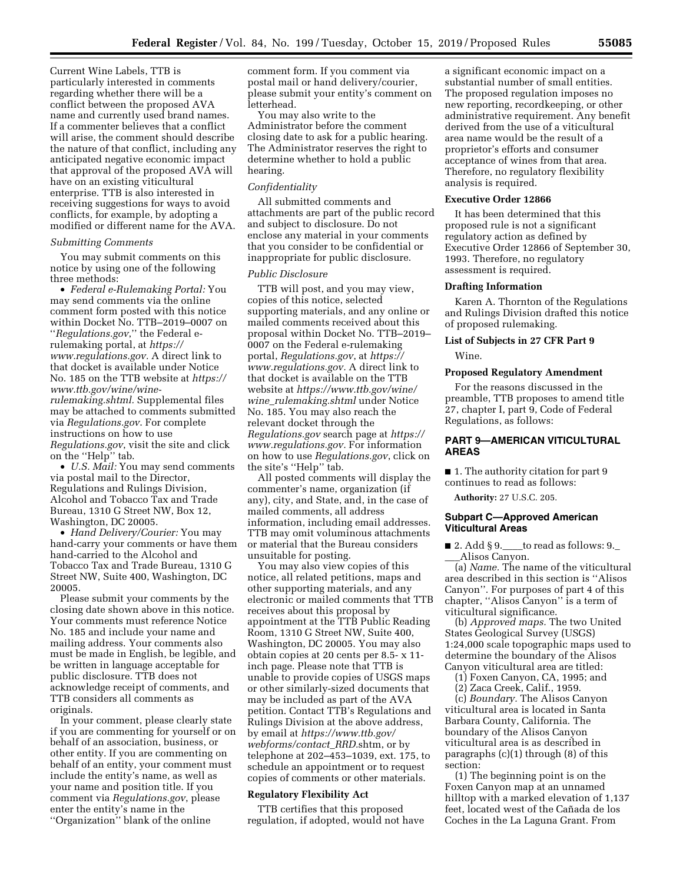Current Wine Labels, TTB is particularly interested in comments regarding whether there will be a conflict between the proposed AVA name and currently used brand names. If a commenter believes that a conflict will arise, the comment should describe the nature of that conflict, including any anticipated negative economic impact that approval of the proposed AVA will have on an existing viticultural enterprise. TTB is also interested in receiving suggestions for ways to avoid conflicts, for example, by adopting a modified or different name for the AVA.

*Submitting Comments*

You may submit comments on this notice by using one of the following three methods:

- *Federal e-Rulemaking Portal:* You may send comments via the online comment form posted with this notice within Docket No. TTB–2019–0007 on ''*Regulations.gov*,'' the Federal e-rulemaking portal, at *https://www.regulations.gov*. A direct link to that docket is available under Notice No. 185 on the TTB website at *https://www.ttb.gov/wine/wine-rulemaking.shtml*. Supplemental files may be attached to comments submitted via *Regulations.gov*. For complete instructions on how to use *Regulations.gov*, visit the site and click on the ''Help'' tab.
- *U.S. Mail:* You may send comments via postal mail to the Director, Regulations and Rulings Division, Alcohol and Tobacco Tax and Trade Bureau, 1310 G Street NW, Box 12, Washington, DC 20005.
- *Hand Delivery/Courier:* You may hand-carry your comments or have them hand-carried to the Alcohol and Tobacco Tax and Trade Bureau, 1310 G Street NW, Suite 400, Washington, DC 20005.

Please submit your comments by the closing date shown above in this notice. Your comments must reference Notice No. 185 and include your name and mailing address. Your comments also must be made in English, be legible, and be written in language acceptable for public disclosure. TTB does not acknowledge receipt of comments, and TTB considers all comments as originals.

In your comment, please clearly state if you are commenting for yourself or on behalf of an association, business, or other entity. If you are commenting on behalf of an entity, your comment must include the entity's name, as well as your name and position title. If you comment via *Regulations.gov*, please enter the entity's name in the ''Organization'' blank of the online comment form. If you comment via postal mail or hand delivery/courier, please submit your entity's comment on letterhead.

You may also write to the Administrator before the comment closing date to ask for a public hearing. The Administrator reserves the right to determine whether to hold a public hearing.

*Confidentiality*

All submitted comments and attachments are part of the public record and subject to disclosure. Do not enclose any material in your comments that you consider to be confidential or inappropriate for public disclosure.

*Public Disclosure*

TTB will post, and you may view, copies of this notice, selected supporting materials, and any online or mailed comments received about this proposal within Docket No. TTB–2019–0007 on the Federal e-rulemaking portal, *Regulations.gov*, at *https://www.regulations.gov*. A direct link to that docket is available on the TTB website at *https://www.ttb.gov/wine/wine_rulemaking.shtml* under Notice No. 185. You may also reach the relevant docket through the *Regulations.gov* search page at *https://www.regulations.gov*. For information on how to use *Regulations.gov*, click on the site's ''Help'' tab.

All posted comments will display the commenter's name, organization (if any), city, and State, and, in the case of mailed comments, all address information, including email addresses. TTB may omit voluminous attachments or material that the Bureau considers unsuitable for posting.

You may also view copies of this notice, all related petitions, maps and other supporting materials, and any electronic or mailed comments that TTB receives about this proposal by appointment at the TTB Public Reading Room, 1310 G Street NW, Suite 400, Washington, DC 20005. You may also obtain copies at 20 cents per 8.5- x 11-inch page. Please note that TTB is unable to provide copies of USGS maps or other similarly-sized documents that may be included as part of the AVA petition. Contact TTB's Regulations and Rulings Division at the above address, by email at *https://www.ttb.gov/webforms/contact_RRD*.shtm, or by telephone at 202–453–1039, ext. 175, to schedule an appointment or to request copies of comments or other materials.

**Regulatory Flexibility Act**

TTB certifies that this proposed regulation, if adopted, would not have a significant economic impact on a substantial number of small entities. The proposed regulation imposes no new reporting, recordkeeping, or other administrative requirement. Any benefit derived from the use of a viticultural area name would be the result of a proprietor's efforts and consumer acceptance of wines from that area. Therefore, no regulatory flexibility analysis is required.

**Executive Order 12866**

It has been determined that this proposed rule is not a significant regulatory action as defined by Executive Order 12866 of September 30, 1993. Therefore, no regulatory assessment is required.

**Drafting Information**

Karen A. Thornton of the Regulations and Rulings Division drafted this notice of proposed rulemaking.

**List of Subjects in 27 CFR Part 9**

Wine.

**Proposed Regulatory Amendment**

For the reasons discussed in the preamble, TTB proposes to amend title 27, chapter I, part 9, Code of Federal Regulations, as follows:

## PART 9—AMERICAN VITICULTURAL AREAS

■ 1. The authority citation for part 9 continues to read as follows:

**Authority:** 27 U.S.C. 205.

### Subpart C—Approved American Viticultural Areas

■ 2. Add § 9.____to read as follows: 9._ ___Alisos Canyon.

(a) *Name.* The name of the viticultural area described in this section is ''Alisos Canyon''. For purposes of part 4 of this chapter, ''Alisos Canyon'' is a term of viticultural significance.

(b) *Approved maps.* The two United States Geological Survey (USGS) 1:24,000 scale topographic maps used to determine the boundary of the Alisos Canyon viticultural area are titled:

(1) Foxen Canyon, CA, 1995; and

(2) Zaca Creek, Calif., 1959.

(c) *Boundary.* The Alisos Canyon viticultural area is located in Santa Barbara County, California. The boundary of the Alisos Canyon viticultural area is as described in paragraphs (c)(1) through (8) of this section:

(1) The beginning point is on the Foxen Canyon map at an unnamed hilltop with a marked elevation of 1,137 feet, located west of the Cañada de los Coches in the La Laguna Grant. From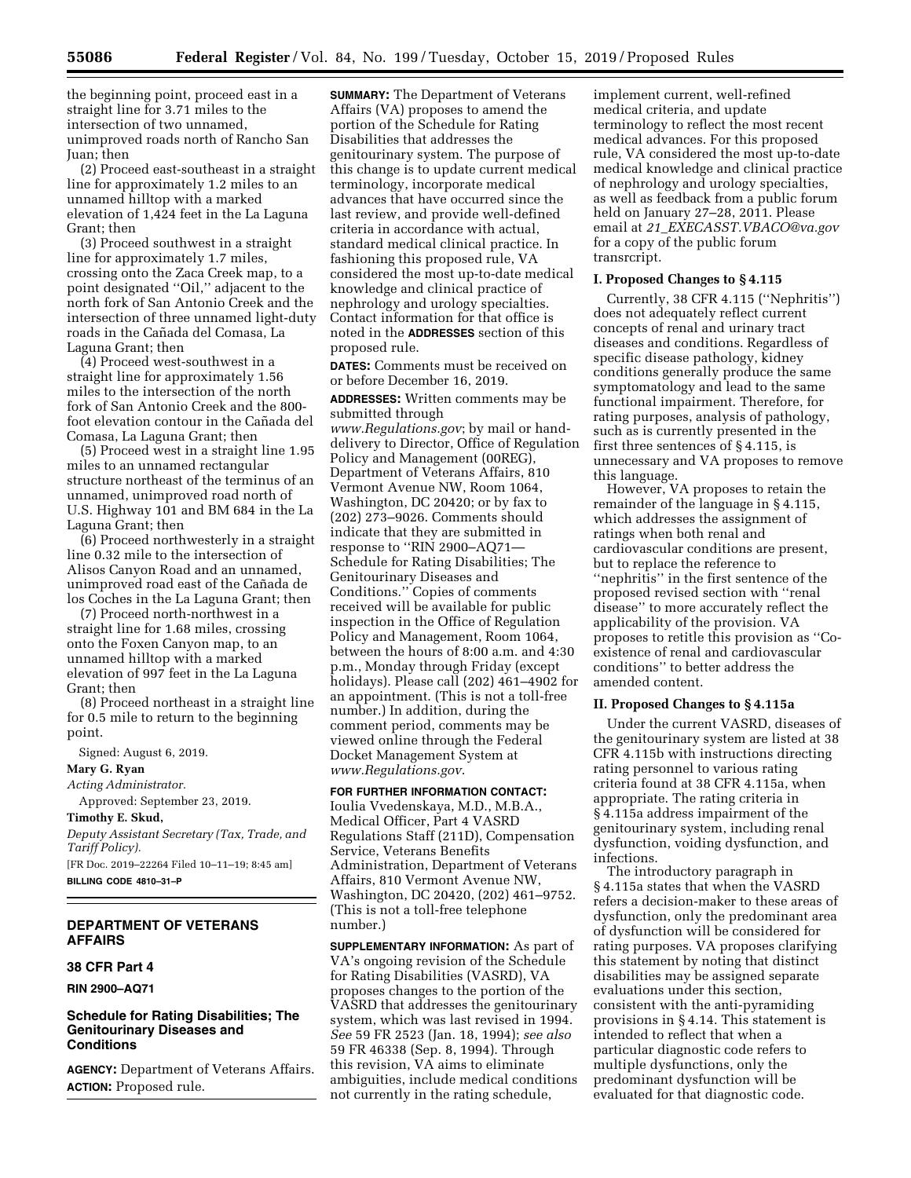the beginning point, proceed east in a straight line for 3.71 miles to the intersection of two unnamed, unimproved roads north of Rancho San Juan; then

(2) Proceed east-southeast in a straight line for approximately 1.2 miles to an unnamed hilltop with a marked elevation of 1,424 feet in the La Laguna Grant; then

(3) Proceed southwest in a straight line for approximately 1.7 miles, crossing onto the Zaca Creek map, to a point designated ''Oil,'' adjacent to the north fork of San Antonio Creek and the intersection of three unnamed light-duty roads in the Cañada del Comasa, La Laguna Grant; then

(4) Proceed west-southwest in a straight line for approximately 1.56 miles to the intersection of the north fork of San Antonio Creek and the 800-foot elevation contour in the Cañada del Comasa, La Laguna Grant; then

(5) Proceed west in a straight line 1.95 miles to an unnamed rectangular structure northeast of the terminus of an unnamed, unimproved road north of U.S. Highway 101 and BM 684 in the La Laguna Grant; then

(6) Proceed northwesterly in a straight line 0.32 mile to the intersection of Alisos Canyon Road and an unnamed, unimproved road east of the Cañada de los Coches in the La Laguna Grant; then

(7) Proceed north-northwest in a straight line for 1.68 miles, crossing onto the Foxen Canyon map, to an unnamed hilltop with a marked elevation of 997 feet in the La Laguna Grant; then

(8) Proceed northeast in a straight line for 0.5 mile to return to the beginning point.

Signed: August 6, 2019.

**Mary G. Ryan**

*Acting Administrator.*

Approved: September 23, 2019.

**Timothy E. Skud,**

*Deputy Assistant Secretary (Tax, Trade, and Tariff Policy).*

[FR Doc. 2019–22264 Filed 10–11–19; 8:45 am]

**BILLING CODE 4810–31–P**

## DEPARTMENT OF VETERANS AFFAIRS

### 38 CFR Part 4

### RIN 2900–AQ71

### Schedule for Rating Disabilities; The Genitourinary Diseases and Conditions

**AGENCY:** Department of Veterans Affairs.

**ACTION:** Proposed rule.

**SUMMARY:** The Department of Veterans Affairs (VA) proposes to amend the portion of the Schedule for Rating Disabilities that addresses the genitourinary system. The purpose of this change is to update current medical terminology, incorporate medical advances that have occurred since the last review, and provide well-defined criteria in accordance with actual, standard medical clinical practice. In fashioning this proposed rule, VA considered the most up-to-date medical knowledge and clinical practice of nephrology and urology specialties. Contact information for that office is noted in the **ADDRESSES** section of this proposed rule.

**DATES:** Comments must be received on or before December 16, 2019.

**ADDRESSES:** Written comments may be submitted through *www.Regulations.gov*; by mail or hand-delivery to Director, Office of Regulation Policy and Management (00REG), Department of Veterans Affairs, 810 Vermont Avenue NW, Room 1064, Washington, DC 20420; or by fax to (202) 273–9026. Comments should indicate that they are submitted in response to ''RIN 2900–AQ71— Schedule for Rating Disabilities; The Genitourinary Diseases and Conditions.'' Copies of comments received will be available for public inspection in the Office of Regulation Policy and Management, Room 1064, between the hours of 8:00 a.m. and 4:30 p.m., Monday through Friday (except holidays). Please call (202) 461–4902 for an appointment. (This is not a toll-free number.) In addition, during the comment period, comments may be viewed online through the Federal Docket Management System at *www.Regulations.gov.*

**FOR FURTHER INFORMATION CONTACT:** Ioulia Vvedenskaya, M.D., M.B.A., Medical Officer, Part 4 VASRD Regulations Staff (211D), Compensation Service, Veterans Benefits Administration, Department of Veterans Affairs, 810 Vermont Avenue NW, Washington, DC 20420, (202) 461–9752. (This is not a toll-free telephone number.)

**SUPPLEMENTARY INFORMATION:** As part of VA's ongoing revision of the Schedule for Rating Disabilities (VASRD), VA proposes changes to the portion of the VASRD that addresses the genitourinary system, which was last revised in 1994. *See* 59 FR 2523 (Jan. 18, 1994); *see also* 59 FR 46338 (Sep. 8, 1994). Through this revision, VA aims to eliminate ambiguities, include medical conditions not currently in the rating schedule, implement current, well-refined medical criteria, and update terminology to reflect the most recent medical advances. For this proposed rule, VA considered the most up-to-date medical knowledge and clinical practice of nephrology and urology specialties, as well as feedback from a public forum held on January 27–28, 2011. Please email at *21_EXECASST.VBACO@va.gov* for a copy of the public forum transrcript.

### I. Proposed Changes to § 4.115

Currently, 38 CFR 4.115 (''Nephritis'') does not adequately reflect current concepts of renal and urinary tract diseases and conditions. Regardless of specific disease pathology, kidney conditions generally produce the same symptomatology and lead to the same functional impairment. Therefore, for rating purposes, analysis of pathology, such as is currently presented in the first three sentences of § 4.115, is unnecessary and VA proposes to remove this language.

However, VA proposes to retain the remainder of the language in § 4.115, which addresses the assignment of ratings when both renal and cardiovascular conditions are present, but to replace the reference to ''nephritis'' in the first sentence of the proposed revised section with ''renal disease'' to more accurately reflect the applicability of the provision. VA proposes to retitle this provision as ''Co-existence of renal and cardiovascular conditions'' to better address the amended content.

### II. Proposed Changes to § 4.115a

Under the current VASRD, diseases of the genitourinary system are listed at 38 CFR 4.115b with instructions directing rating personnel to various rating criteria found at 38 CFR 4.115a, when appropriate. The rating criteria in § 4.115a address impairment of the genitourinary system, including renal dysfunction, voiding dysfunction, and infections.

The introductory paragraph in § 4.115a states that when the VASRD refers a decision-maker to these areas of dysfunction, only the predominant area of dysfunction will be considered for rating purposes. VA proposes clarifying this statement by noting that distinct disabilities may be assigned separate evaluations under this section, consistent with the anti-pyramiding provisions in § 4.14. This statement is intended to reflect that when a particular diagnostic code refers to multiple dysfunctions, only the predominant dysfunction will be evaluated for that diagnostic code.